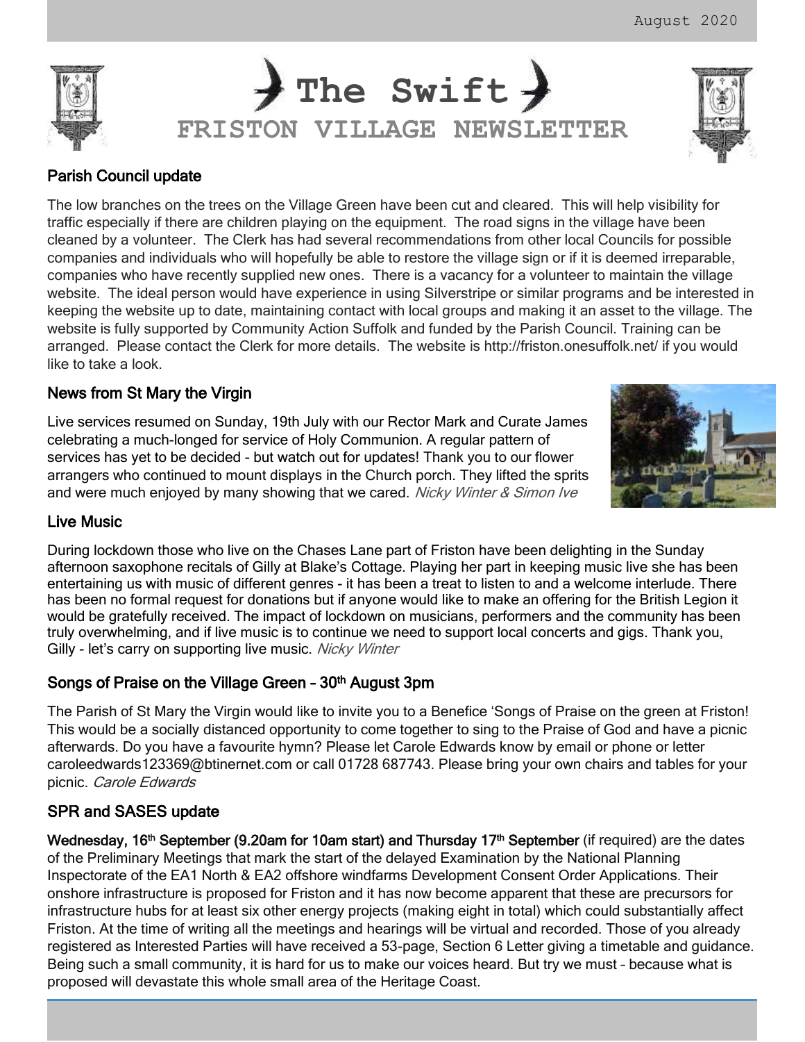# The Swift

## FRISTON VILLAGE NEWSLETTER

August 2020

### Parish Council update

The low branches on the trees on the Village Green have been cut and cleared. This will help visibility for traffic especially if there are children playing on the equipment. The road signs in the village have been cleaned by a volunteer. The Clerk has had several recommendations from other local Councils for possible companies and individuals who will hopefully be able to restore the village sign or if it is deemed irreparable, companies who have recently supplied new ones. There is a vacancy for a volunteer to maintain the village website. The ideal person would have experience in using Silverstripe or similar programs and be interested in keeping the website up to date, maintaining contact with local groups and making it an asset to the village. The website is fully supported by Community Action Suffolk and funded by the Parish Council. Training can be arranged. Please contact the Clerk for more details. The website is http://friston.onesuffolk.net/ if you would like to take a look.

### News from St Mary the Virgin

Live services resumed on Sunday, 19th July with our Rector Mark and Curate James celebrating a much-longed for service of Holy Communion. A regular pattern of services has yet to be decided - but watch out for updates! Thank you to our flower arrangers who continued to mount displays in the Church porch. They lifted the sprits and were much enjoyed by many showing that we cared. *Nicky Winter & Simon Ive*

### Live Music

During lockdown those who live on the Chases Lane part of Friston have been delighting in the Sunday afternoon saxophone recitals of Gilly at Blake's Cottage. Playing her part in keeping music live she has been entertaining us with music of different genres - it has been a treat to listen to and a welcome interlude. There has been no formal request for donations but if anyone would like to make an offering for the British Legion it would be gratefully received. The impact of lockdown on musicians, performers and the community has been truly overwhelming, and if live music is to continue we need to support local concerts and gigs. Thank you, Gilly - let's carry on supporting live music. *Nicky Winter*

### Songs of Praise on the Village Green – 30th August 3pm

The Parish of St Mary the Virgin would like to invite you to a Benefice 'Songs of Praise on the green at Friston! This would be a socially distanced opportunity to come together to sing to the Praise of God and have a picnic afterwards. Do you have a favourite hymn? Please let Carole Edwards know by email or phone or letter caroleedwards123369@btinernet.com or call 01728 687743. Please bring your own chairs and tables for your picnic. *Carole Edwards*

### SPR and SASES update

**Wednesday, 16th September (9.20am for 10am start) and Thursday 17th September** (if required) are the dates of the Preliminary Meetings that mark the start of the delayed Examination by the National Planning Inspectorate of the EA1 North & EA2 offshore windfarms Development Consent Order Applications. Their onshore infrastructure is proposed for Friston and it has now become apparent that these are precursors for infrastructure hubs for at least six other energy projects (making eight in total) which could substantially affect Friston. At the time of writing all the meetings and hearings will be virtual and recorded. Those of you already registered as Interested Parties will have received a 53-page, Section 6 Letter giving a timetable and guidance. Being such a small community, it is hard for us to make our voices heard. But try we must – because what is proposed will devastate this whole small area of the Heritage Coast.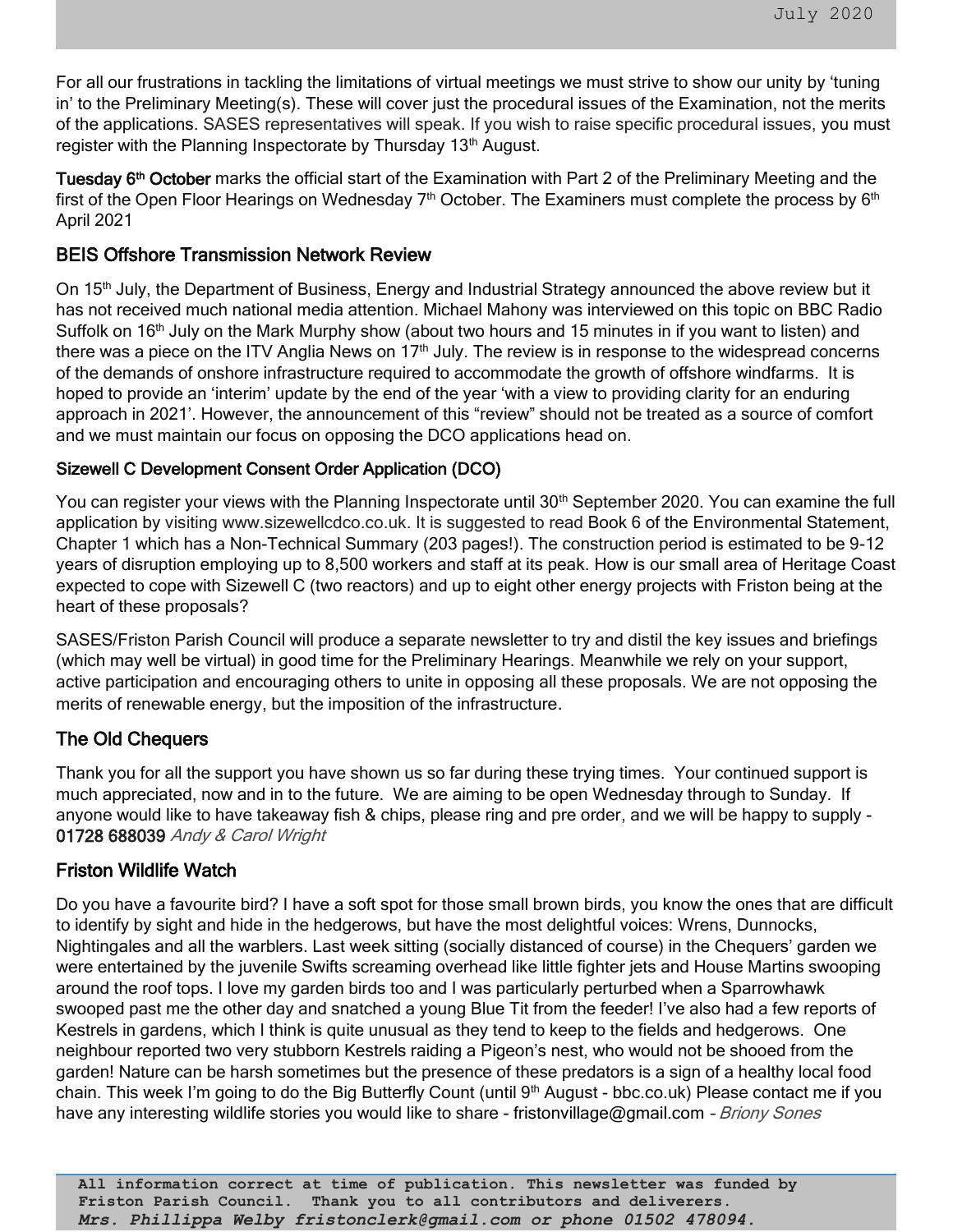For all our frustrations in tackling the limitations of virtual meetings we must strive to show our unity by 'tuning in' to the Preliminary Meeting(s). These will cover just the procedural issues of the Examination, not the merits of the applications. SASES representatives will speak. If you wish to raise specific procedural issues, you must register with the Planning Inspectorate by Thursday 13th August.

**Tuesday 6th October** marks the official start of the Examination with Part 2 of the Preliminary Meeting and the first of the Open Floor Hearings on Wednesday 7th October. The Examiners must complete the process by 6th April 2021

## BEIS Offshore Transmission Network Review

On 15th July, the Department of Business, Energy and Industrial Strategy announced the above review but it has not received much national media attention. Michael Mahony was interviewed on this topic on BBC Radio Suffolk on 16th July on the Mark Murphy show (about two hours and 15 minutes in if you want to listen) and there was a piece on the ITV Anglia News on 17th July. The review is in response to the widespread concerns of the demands of onshore infrastructure required to accommodate the growth of offshore windfarms. It is hoped to provide an 'interim' update by the end of the year 'with a view to providing clarity for an enduring approach in 2021'. However, the announcement of this "review" should not be treated as a source of comfort and we must maintain our focus on opposing the DCO applications head on.

### Sizewell C Development Consent Order Application (DCO)

You can register your views with the Planning Inspectorate until 30th September 2020. You can examine the full application by visiting www.sizewellcdco.co.uk. It is suggested to read Book 6 of the Environmental Statement, Chapter 1 which has a Non-Technical Summary (203 pages!). The construction period is estimated to be 9-12 years of disruption employing up to 8,500 workers and staff at its peak. How is our small area of Heritage Coast expected to cope with Sizewell C (two reactors) and up to eight other energy projects with Friston being at the heart of these proposals?

SASES/Friston Parish Council will produce a separate newsletter to try and distil the key issues and briefings (which may well be virtual) in good time for the Preliminary Hearings. Meanwhile we rely on your support, active participation and encouraging others to unite in opposing all these proposals. We are not opposing the merits of renewable energy, but the imposition of the infrastructure.

## The Old Chequers

Thank you for all the support you have shown us so far during these trying times. Your continued support is much appreciated, now and in to the future. We are aiming to be open Wednesday through to Sunday. If anyone would like to have takeaway fish & chips, please ring and pre order, and we will be happy to supply - **01728 688039** *Andy & Carol Wright*

## Friston Wildlife Watch

Do you have a favourite bird? I have a soft spot for those small brown birds, you know the ones that are difficult to identify by sight and hide in the hedgerows, but have the most delightful voices: Wrens, Dunnocks, Nightingales and all the warblers. Last week sitting (socially distanced of course) in the Chequers' garden we were entertained by the juvenile Swifts screaming overhead like little fighter jets and House Martins swooping around the roof tops. I love my garden birds too and I was particularly perturbed when a Sparrowhawk swooped past me the other day and snatched a young Blue Tit from the feeder! I've also had a few reports of Kestrels in gardens, which I think is quite unusual as they tend to keep to the fields and hedgerows. One neighbour reported two very stubborn Kestrels raiding a Pigeon's nest, who would not be shooed from the garden! Nature can be harsh sometimes but the presence of these predators is a sign of a healthy local food chain. This week I'm going to do the Big Butterfly Count (until 9th August - bbc.co.uk) Please contact me if you have any interesting wildlife stories you would like to share - fristonvillage@gmail.com - *Briony Sones*

**All information correct at time of publication. This newsletter was funded by Friston Parish Council. Thank you to all contributors and deliverers.**
***Mrs. Phillippa Welby fristonclerk@gmail.com or phone 01502 478094.***